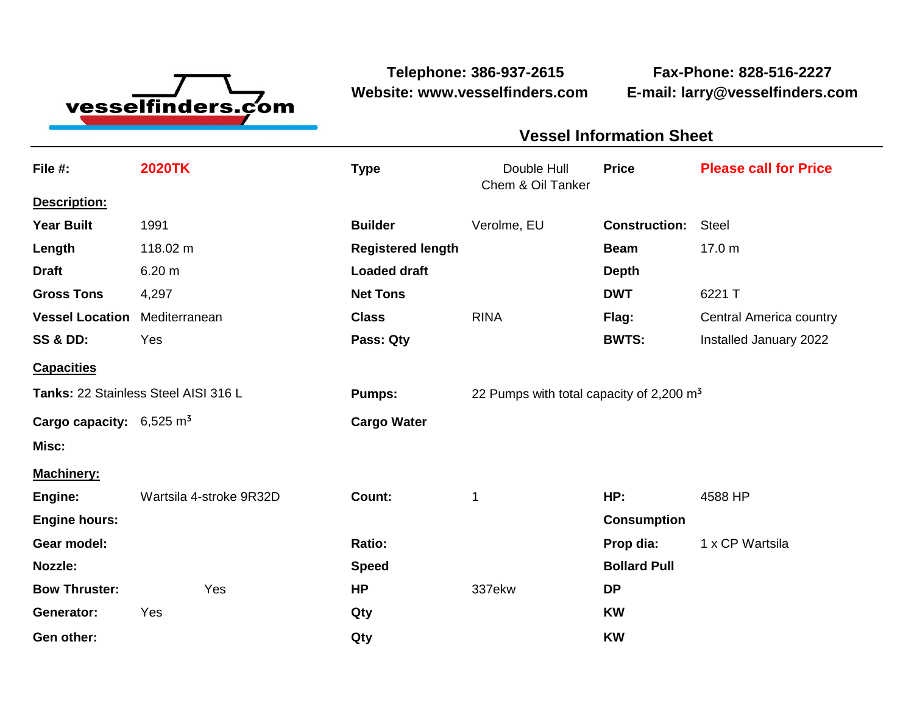vesselfinders.com

**Telephone: 386-937-2615**
**Website: www.vesselfinders.com**

**Fax-Phone: 828-516-2227**
**E-mail: larry@vesselfinders.com**

## Vessel Information Sheet

| | | | | | |
|---|---|---|---|---|---|
| **File #:** | **2020TK** | **Type** | Double Hull Chem & Oil Tanker | **Price** | **Please call for Price** |
| **Description:** | | | | | |
| **Year Built** | 1991 | **Builder** | Verolme, EU | **Construction:** | Steel |
| **Length** | 118.02 m | **Registered length** | | **Beam** | 17.0 m |
| **Draft** | 6.20 m | **Loaded draft** | | **Depth** | |
| **Gross Tons** | 4,297 | **Net Tons** | | **DWT** | 6221 T |
| **Vessel Location** | Mediterranean | **Class** | RINA | **Flag:** | Central America country |
| **SS & DD:** | Yes | **Pass: Qty** | | **BWTS:** | Installed January 2022 |

**Capacities**

| | | | |
|---|---|---|---|
| **Tanks:** 22 Stainless Steel AISI 316 L | | **Pumps:** | 22 Pumps with total capacity of 2,200 m$^3$ |
| **Cargo capacity:** | 6,525 m$^3$ | **Cargo Water** | |
| **Misc:** | | | |

**Machinery:**

| | | | | | |
|---|---|---|---|---|---|
| **Engine:** | Wartsila 4-stroke 9R32D | **Count:** | 1 | **HP:** | 4588 HP |
| **Engine hours:** | | | | **Consumption** | |
| **Gear model:** | | **Ratio:** | | **Prop dia:** | 1 x CP Wartsila |
| **Nozzle:** | | **Speed** | | **Bollard Pull** | |
| **Bow Thruster:** | Yes | **HP** | 337ekw | **DP** | |
| **Generator:** | Yes | **Qty** | | **KW** | |
| **Gen other:** | | **Qty** | | **KW** | |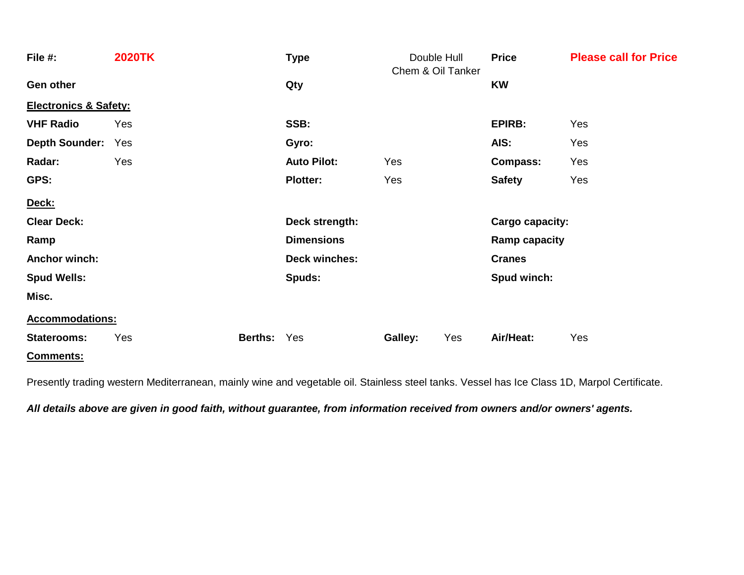| | | | | | |
|---|---|---|---|---|---|
| **File #:** | **2020TK** | **Type** | Double Hull Chem & Oil Tanker | **Price** | **Please call for Price** |
| **Gen other** | | **Qty** | | **KW** | |

**Electronics & Safety:**

| | | | | | |
|---|---|---|---|---|---|
| **VHF Radio** | Yes | **SSB:** | | **EPIRB:** | Yes |
| **Depth Sounder:** | Yes | **Gyro:** | | **AIS:** | Yes |
| **Radar:** | Yes | **Auto Pilot:** | Yes | **Compass:** | Yes |
| **GPS:** | | **Plotter:** | Yes | **Safety** | Yes |

**Deck:**

| | | |
|---|---|---|
| **Clear Deck:** | **Deck strength:** | **Cargo capacity:** |
| **Ramp** | **Dimensions** | **Ramp capacity** |
| **Anchor winch:** | **Deck winches:** | **Cranes** |
| **Spud Wells:** | **Spuds:** | **Spud winch:** |
| **Misc.** | | |

**Accommodations:**

| | | | | | | | |
|---|---|---|---|---|---|---|---|
| **Staterooms:** | Yes | **Berths:** | Yes | **Galley:** | Yes | **Air/Heat:** | Yes |

**Comments:**

Presently trading western Mediterranean, mainly wine and vegetable oil. Stainless steel tanks. Vessel has Ice Class 1D, Marpol Certificate.

***All details above are given in good faith, without guarantee, from information received from owners and/or owners' agents.***